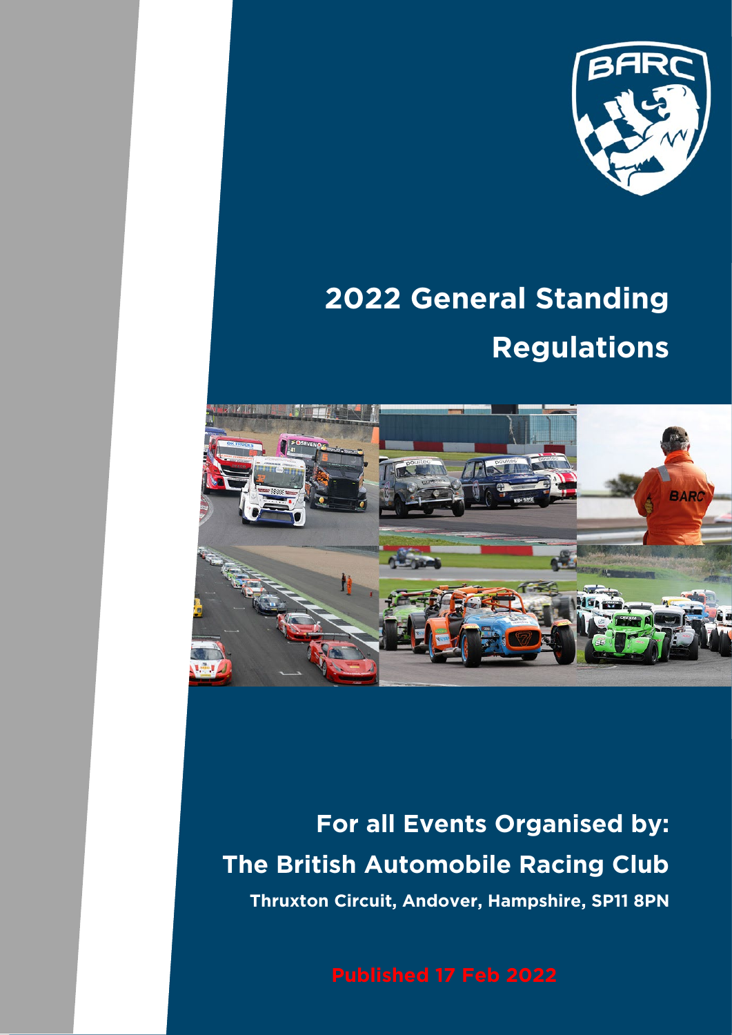# 2022 General Standing Regulations

**For all Events Organised by:**

**The British Automobile Racing Club**

**Thruxton Circuit, Andover, Hampshire, SP11 8PN**

**Published 17 Feb 2022**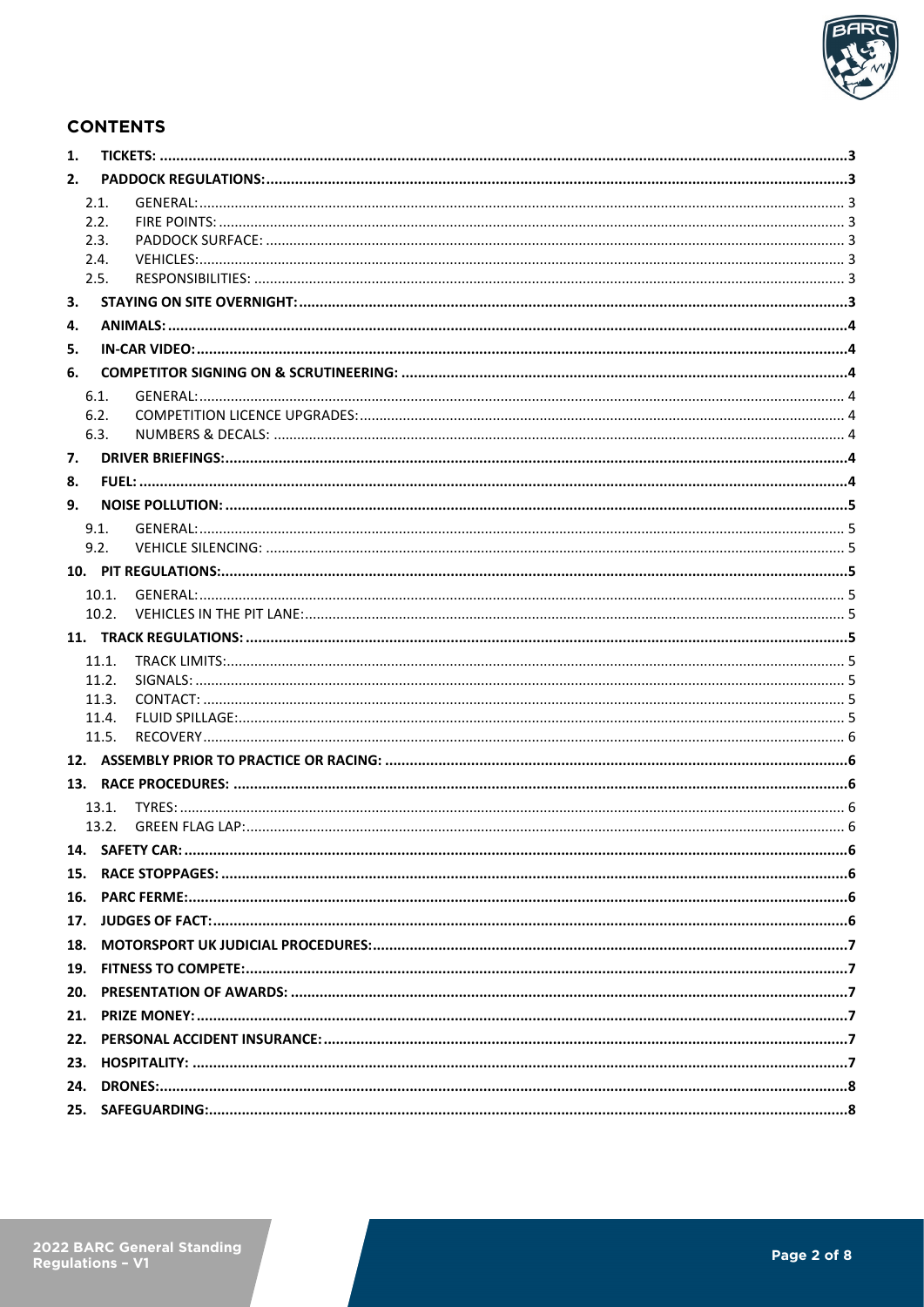## CONTENTS

1. TICKETS: 3
2. PADDOCK REGULATIONS: 3
   - 2.1. GENERAL: 3
   - 2.2. FIRE POINTS: 3
   - 2.3. PADDOCK SURFACE: 3
   - 2.4. VEHICLES: 3
   - 2.5. RESPONSIBILITIES: 3
3. STAYING ON SITE OVERNIGHT: 3
4. ANIMALS: 4
5. IN-CAR VIDEO: 4
6. COMPETITOR SIGNING ON & SCRUTINEERING: 4
   - 6.1. GENERAL: 4
   - 6.2. COMPETITION LICENCE UPGRADES: 4
   - 6.3. NUMBERS & DECALS: 4
7. DRIVER BRIEFINGS: 4
8. FUEL: 4
9. NOISE POLLUTION: 5
   - 9.1. GENERAL: 5
   - 9.2. VEHICLE SILENCING: 5
10. PIT REGULATIONS: 5
    - 10.1. GENERAL: 5
    - 10.2. VEHICLES IN THE PIT LANE: 5
11. TRACK REGULATIONS: 5
    - 11.1. TRACK LIMITS: 5
    - 11.2. SIGNALS: 5
    - 11.3. CONTACT: 5
    - 11.4. FLUID SPILLAGE: 5
    - 11.5. RECOVERY 6
12. ASSEMBLY PRIOR TO PRACTICE OR RACING: 6
13. RACE PROCEDURES: 6
    - 13.1. TYRES: 6
    - 13.2. GREEN FLAG LAP: 6
14. SAFETY CAR: 6
15. RACE STOPPAGES: 6
16. PARC FERME: 6
17. JUDGES OF FACT: 6
18. MOTORSPORT UK JUDICIAL PROCEDURES: 7
19. FITNESS TO COMPETE: 7
20. PRESENTATION OF AWARDS: 7
21. PRIZE MONEY: 7
22. PERSONAL ACCIDENT INSURANCE: 7
23. HOSPITALITY: 7
24. DRONES: 8
25. SAFEGUARDING: 8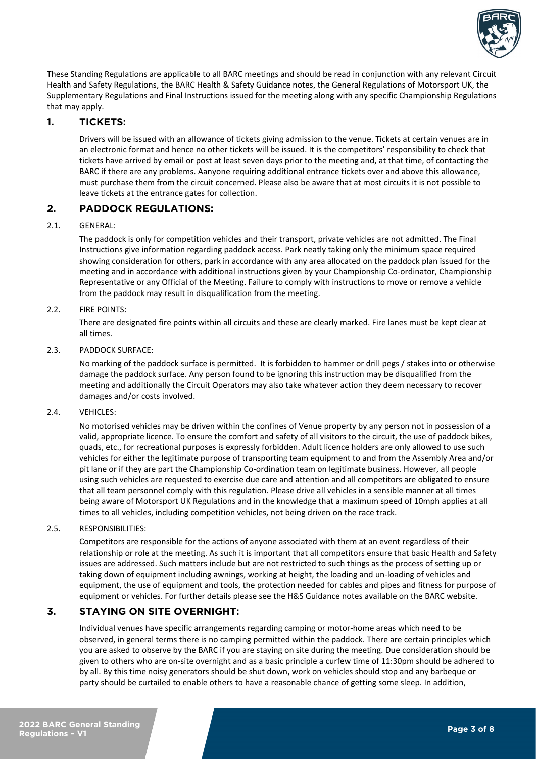These Standing Regulations are applicable to all BARC meetings and should be read in conjunction with any relevant Circuit Health and Safety Regulations, the BARC Health & Safety Guidance notes, the General Regulations of Motorsport UK, the Supplementary Regulations and Final Instructions issued for the meeting along with any specific Championship Regulations that may apply.

## 1. TICKETS:

Drivers will be issued with an allowance of tickets giving admission to the venue. Tickets at certain venues are in an electronic format and hence no other tickets will be issued. It is the competitors' responsibility to check that tickets have arrived by email or post at least seven days prior to the meeting and, at that time, of contacting the BARC if there are any problems. Aanyone requiring additional entrance tickets over and above this allowance, must purchase them from the circuit concerned. Please also be aware that at most circuits it is not possible to leave tickets at the entrance gates for collection.

## 2. PADDOCK REGULATIONS:

### 2.1. GENERAL:

The paddock is only for competition vehicles and their transport, private vehicles are not admitted. The Final Instructions give information regarding paddock access. Park neatly taking only the minimum space required showing consideration for others, park in accordance with any area allocated on the paddock plan issued for the meeting and in accordance with additional instructions given by your Championship Co-ordinator, Championship Representative or any Official of the Meeting. Failure to comply with instructions to move or remove a vehicle from the paddock may result in disqualification from the meeting.

### 2.2. FIRE POINTS:

There are designated fire points within all circuits and these are clearly marked. Fire lanes must be kept clear at all times.

### 2.3. PADDOCK SURFACE:

No marking of the paddock surface is permitted. It is forbidden to hammer or drill pegs / stakes into or otherwise damage the paddock surface. Any person found to be ignoring this instruction may be disqualified from the meeting and additionally the Circuit Operators may also take whatever action they deem necessary to recover damages and/or costs involved.

### 2.4. VEHICLES:

No motorised vehicles may be driven within the confines of Venue property by any person not in possession of a valid, appropriate licence. To ensure the comfort and safety of all visitors to the circuit, the use of paddock bikes, quads, etc., for recreational purposes is expressly forbidden. Adult licence holders are only allowed to use such vehicles for either the legitimate purpose of transporting team equipment to and from the Assembly Area and/or pit lane or if they are part the Championship Co-ordination team on legitimate business. However, all people using such vehicles are requested to exercise due care and attention and all competitors are obligated to ensure that all team personnel comply with this regulation. Please drive all vehicles in a sensible manner at all times being aware of Motorsport UK Regulations and in the knowledge that a maximum speed of 10mph applies at all times to all vehicles, including competition vehicles, not being driven on the race track.

### 2.5. RESPONSIBILITIES:

Competitors are responsible for the actions of anyone associated with them at an event regardless of their relationship or role at the meeting. As such it is important that all competitors ensure that basic Health and Safety issues are addressed. Such matters include but are not restricted to such things as the process of setting up or taking down of equipment including awnings, working at height, the loading and un-loading of vehicles and equipment, the use of equipment and tools, the protection needed for cables and pipes and fitness for purpose of equipment or vehicles. For further details please see the H&S Guidance notes available on the BARC website.

## 3. STAYING ON SITE OVERNIGHT:

Individual venues have specific arrangements regarding camping or motor-home areas which need to be observed, in general terms there is no camping permitted within the paddock. There are certain principles which you are asked to observe by the BARC if you are staying on site during the meeting. Due consideration should be given to others who are on-site overnight and as a basic principle a curfew time of 11:30pm should be adhered to by all. By this time noisy generators should be shut down, work on vehicles should stop and any barbeque or party should be curtailed to enable others to have a reasonable chance of getting some sleep. In addition,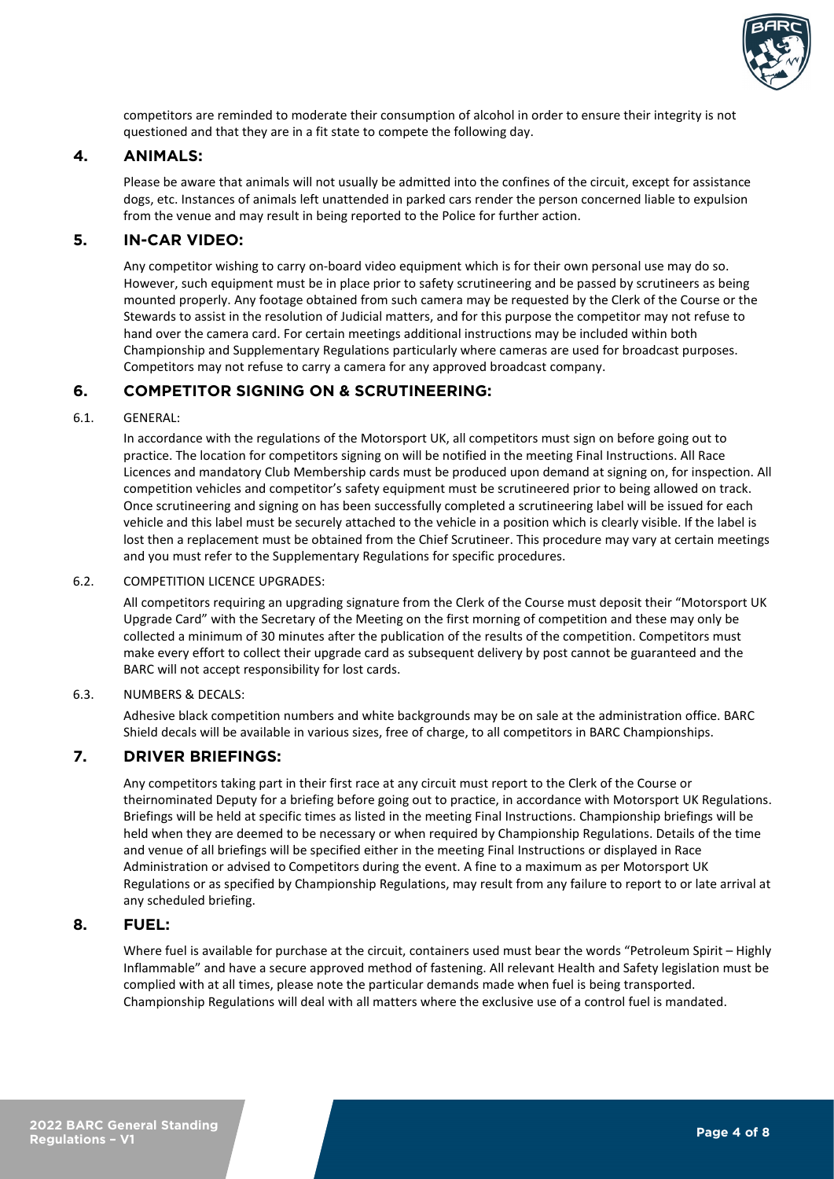competitors are reminded to moderate their consumption of alcohol in order to ensure their integrity is not questioned and that they are in a fit state to compete the following day.

## 4. ANIMALS:

Please be aware that animals will not usually be admitted into the confines of the circuit, except for assistance dogs, etc. Instances of animals left unattended in parked cars render the person concerned liable to expulsion from the venue and may result in being reported to the Police for further action.

## 5. IN-CAR VIDEO:

Any competitor wishing to carry on-board video equipment which is for their own personal use may do so. However, such equipment must be in place prior to safety scrutineering and be passed by scrutineers as being mounted properly. Any footage obtained from such camera may be requested by the Clerk of the Course or the Stewards to assist in the resolution of Judicial matters, and for this purpose the competitor may not refuse to hand over the camera card. For certain meetings additional instructions may be included within both Championship and Supplementary Regulations particularly where cameras are used for broadcast purposes. Competitors may not refuse to carry a camera for any approved broadcast company.

## 6. COMPETITOR SIGNING ON & SCRUTINEERING:

### 6.1. GENERAL:

In accordance with the regulations of the Motorsport UK, all competitors must sign on before going out to practice. The location for competitors signing on will be notified in the meeting Final Instructions. All Race Licences and mandatory Club Membership cards must be produced upon demand at signing on, for inspection. All competition vehicles and competitor's safety equipment must be scrutineered prior to being allowed on track. Once scrutineering and signing on has been successfully completed a scrutineering label will be issued for each vehicle and this label must be securely attached to the vehicle in a position which is clearly visible. If the label is lost then a replacement must be obtained from the Chief Scrutineer. This procedure may vary at certain meetings and you must refer to the Supplementary Regulations for specific procedures.

### 6.2. COMPETITION LICENCE UPGRADES:

All competitors requiring an upgrading signature from the Clerk of the Course must deposit their "Motorsport UK Upgrade Card" with the Secretary of the Meeting on the first morning of competition and these may only be collected a minimum of 30 minutes after the publication of the results of the competition. Competitors must make every effort to collect their upgrade card as subsequent delivery by post cannot be guaranteed and the BARC will not accept responsibility for lost cards.

### 6.3. NUMBERS & DECALS:

Adhesive black competition numbers and white backgrounds may be on sale at the administration office. BARC Shield decals will be available in various sizes, free of charge, to all competitors in BARC Championships.

## 7. DRIVER BRIEFINGS:

Any competitors taking part in their first race at any circuit must report to the Clerk of the Course or theirnominated Deputy for a briefing before going out to practice, in accordance with Motorsport UK Regulations. Briefings will be held at specific times as listed in the meeting Final Instructions. Championship briefings will be held when they are deemed to be necessary or when required by Championship Regulations. Details of the time and venue of all briefings will be specified either in the meeting Final Instructions or displayed in Race Administration or advised to Competitors during the event. A fine to a maximum as per Motorsport UK Regulations or as specified by Championship Regulations, may result from any failure to report to or late arrival at any scheduled briefing.

## 8. FUEL:

Where fuel is available for purchase at the circuit, containers used must bear the words "Petroleum Spirit – Highly Inflammable" and have a secure approved method of fastening. All relevant Health and Safety legislation must be complied with at all times, please note the particular demands made when fuel is being transported. Championship Regulations will deal with all matters where the exclusive use of a control fuel is mandated.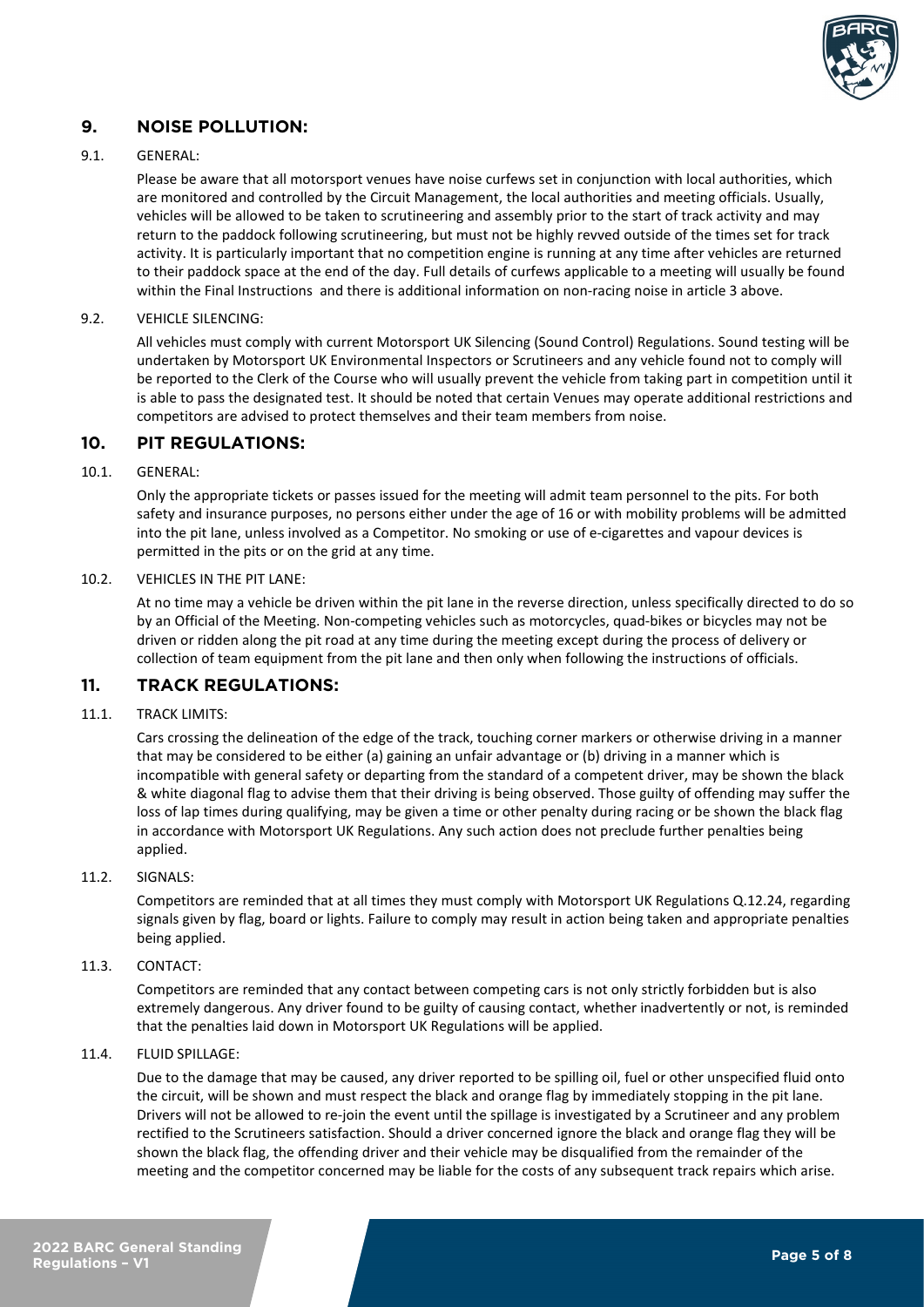## 9. NOISE POLLUTION:

### 9.1. GENERAL:

Please be aware that all motorsport venues have noise curfews set in conjunction with local authorities, which are monitored and controlled by the Circuit Management, the local authorities and meeting officials. Usually, vehicles will be allowed to be taken to scrutineering and assembly prior to the start of track activity and may return to the paddock following scrutineering, but must not be highly revved outside of the times set for track activity. It is particularly important that no competition engine is running at any time after vehicles are returned to their paddock space at the end of the day. Full details of curfews applicable to a meeting will usually be found within the Final Instructions and there is additional information on non-racing noise in article 3 above.

### 9.2. VEHICLE SILENCING:

All vehicles must comply with current Motorsport UK Silencing (Sound Control) Regulations. Sound testing will be undertaken by Motorsport UK Environmental Inspectors or Scrutineers and any vehicle found not to comply will be reported to the Clerk of the Course who will usually prevent the vehicle from taking part in competition until it is able to pass the designated test. It should be noted that certain Venues may operate additional restrictions and competitors are advised to protect themselves and their team members from noise.

## 10. PIT REGULATIONS:

### 10.1. GENERAL:

Only the appropriate tickets or passes issued for the meeting will admit team personnel to the pits. For both safety and insurance purposes, no persons either under the age of 16 or with mobility problems will be admitted into the pit lane, unless involved as a Competitor. No smoking or use of e-cigarettes and vapour devices is permitted in the pits or on the grid at any time.

### 10.2. VEHICLES IN THE PIT LANE:

At no time may a vehicle be driven within the pit lane in the reverse direction, unless specifically directed to do so by an Official of the Meeting. Non-competing vehicles such as motorcycles, quad-bikes or bicycles may not be driven or ridden along the pit road at any time during the meeting except during the process of delivery or collection of team equipment from the pit lane and then only when following the instructions of officials.

## 11. TRACK REGULATIONS:

### 11.1. TRACK LIMITS:

Cars crossing the delineation of the edge of the track, touching corner markers or otherwise driving in a manner that may be considered to be either (a) gaining an unfair advantage or (b) driving in a manner which is incompatible with general safety or departing from the standard of a competent driver, may be shown the black & white diagonal flag to advise them that their driving is being observed. Those guilty of offending may suffer the loss of lap times during qualifying, may be given a time or other penalty during racing or be shown the black flag in accordance with Motorsport UK Regulations. Any such action does not preclude further penalties being applied.

### 11.2. SIGNALS:

Competitors are reminded that at all times they must comply with Motorsport UK Regulations Q.12.24, regarding signals given by flag, board or lights. Failure to comply may result in action being taken and appropriate penalties being applied.

### 11.3. CONTACT:

Competitors are reminded that any contact between competing cars is not only strictly forbidden but is also extremely dangerous. Any driver found to be guilty of causing contact, whether inadvertently or not, is reminded that the penalties laid down in Motorsport UK Regulations will be applied.

### 11.4. FLUID SPILLAGE:

Due to the damage that may be caused, any driver reported to be spilling oil, fuel or other unspecified fluid onto the circuit, will be shown and must respect the black and orange flag by immediately stopping in the pit lane. Drivers will not be allowed to re-join the event until the spillage is investigated by a Scrutineer and any problem rectified to the Scrutineers satisfaction. Should a driver concerned ignore the black and orange flag they will be shown the black flag, the offending driver and their vehicle may be disqualified from the remainder of the meeting and the competitor concerned may be liable for the costs of any subsequent track repairs which arise.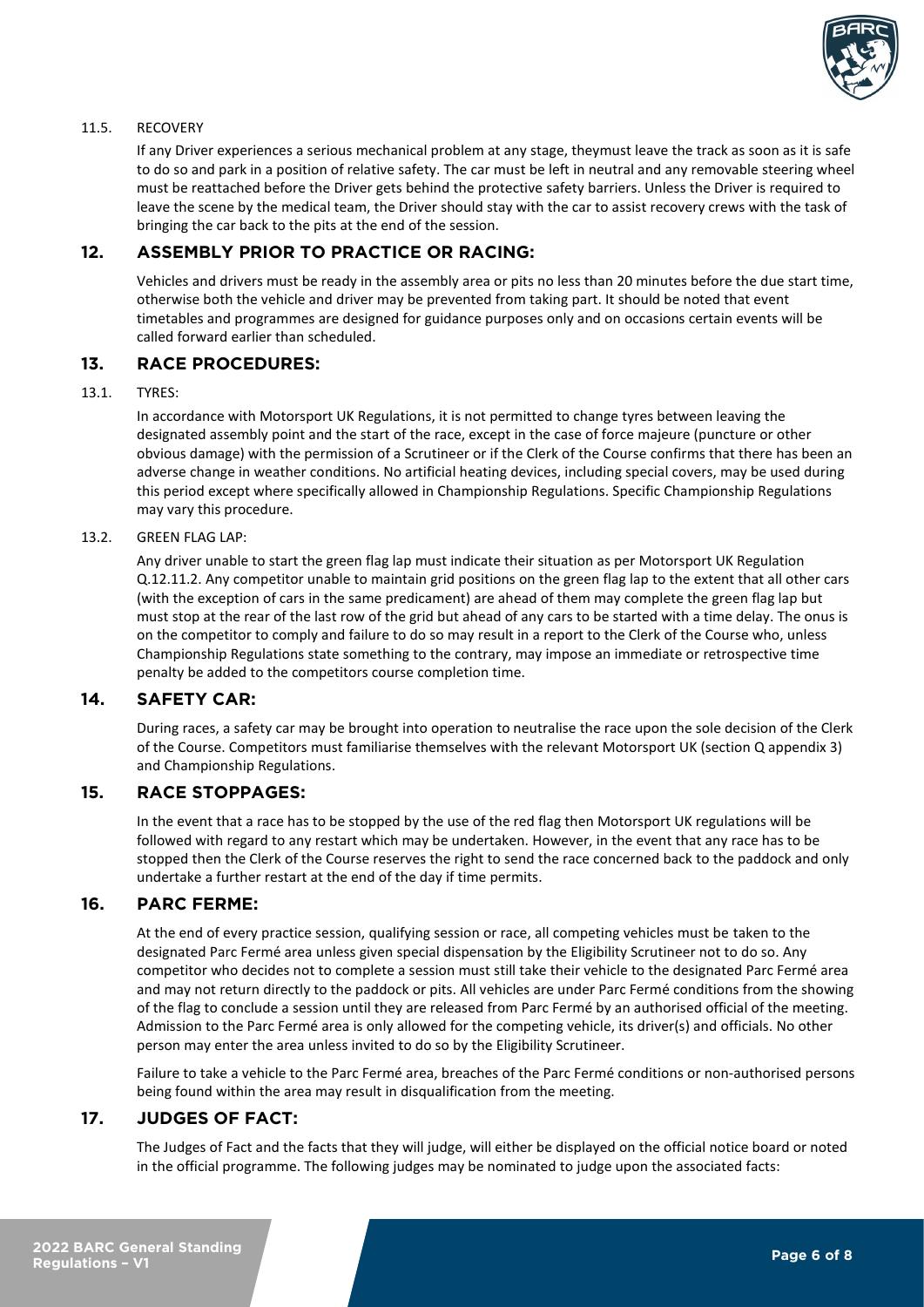11.5. RECOVERY

If any Driver experiences a serious mechanical problem at any stage, theymust leave the track as soon as it is safe to do so and park in a position of relative safety. The car must be left in neutral and any removable steering wheel must be reattached before the Driver gets behind the protective safety barriers. Unless the Driver is required to leave the scene by the medical team, the Driver should stay with the car to assist recovery crews with the task of bringing the car back to the pits at the end of the session.

## 12. ASSEMBLY PRIOR TO PRACTICE OR RACING:

Vehicles and drivers must be ready in the assembly area or pits no less than 20 minutes before the due start time, otherwise both the vehicle and driver may be prevented from taking part. It should be noted that event timetables and programmes are designed for guidance purposes only and on occasions certain events will be called forward earlier than scheduled.

## 13. RACE PROCEDURES:

13.1. TYRES:

In accordance with Motorsport UK Regulations, it is not permitted to change tyres between leaving the designated assembly point and the start of the race, except in the case of force majeure (puncture or other obvious damage) with the permission of a Scrutineer or if the Clerk of the Course confirms that there has been an adverse change in weather conditions. No artificial heating devices, including special covers, may be used during this period except where specifically allowed in Championship Regulations. Specific Championship Regulations may vary this procedure.

13.2. GREEN FLAG LAP:

Any driver unable to start the green flag lap must indicate their situation as per Motorsport UK Regulation Q.12.11.2. Any competitor unable to maintain grid positions on the green flag lap to the extent that all other cars (with the exception of cars in the same predicament) are ahead of them may complete the green flag lap but must stop at the rear of the last row of the grid but ahead of any cars to be started with a time delay. The onus is on the competitor to comply and failure to do so may result in a report to the Clerk of the Course who, unless Championship Regulations state something to the contrary, may impose an immediate or retrospective time penalty be added to the competitors course completion time.

## 14. SAFETY CAR:

During races, a safety car may be brought into operation to neutralise the race upon the sole decision of the Clerk of the Course. Competitors must familiarise themselves with the relevant Motorsport UK (section Q appendix 3) and Championship Regulations.

## 15. RACE STOPPAGES:

In the event that a race has to be stopped by the use of the red flag then Motorsport UK regulations will be followed with regard to any restart which may be undertaken. However, in the event that any race has to be stopped then the Clerk of the Course reserves the right to send the race concerned back to the paddock and only undertake a further restart at the end of the day if time permits.

## 16. PARC FERME:

At the end of every practice session, qualifying session or race, all competing vehicles must be taken to the designated Parc Fermé area unless given special dispensation by the Eligibility Scrutineer not to do so. Any competitor who decides not to complete a session must still take their vehicle to the designated Parc Fermé area and may not return directly to the paddock or pits. All vehicles are under Parc Fermé conditions from the showing of the flag to conclude a session until they are released from Parc Fermé by an authorised official of the meeting. Admission to the Parc Fermé area is only allowed for the competing vehicle, its driver(s) and officials. No other person may enter the area unless invited to do so by the Eligibility Scrutineer.

Failure to take a vehicle to the Parc Fermé area, breaches of the Parc Fermé conditions or non-authorised persons being found within the area may result in disqualification from the meeting.

## 17. JUDGES OF FACT:

The Judges of Fact and the facts that they will judge, will either be displayed on the official notice board or noted in the official programme. The following judges may be nominated to judge upon the associated facts: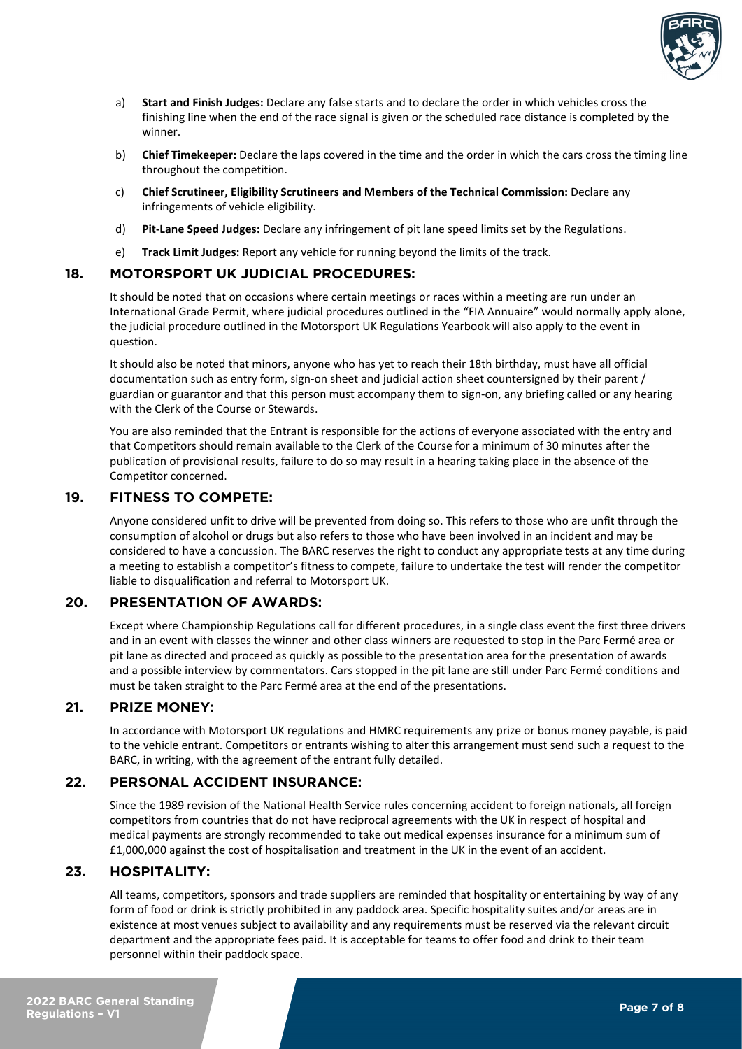a) **Start and Finish Judges:** Declare any false starts and to declare the order in which vehicles cross the finishing line when the end of the race signal is given or the scheduled race distance is completed by the winner.

b) **Chief Timekeeper:** Declare the laps covered in the time and the order in which the cars cross the timing line throughout the competition.

c) **Chief Scrutineer, Eligibility Scrutineers and Members of the Technical Commission:** Declare any infringements of vehicle eligibility.

d) **Pit-Lane Speed Judges:** Declare any infringement of pit lane speed limits set by the Regulations.

e) **Track Limit Judges:** Report any vehicle for running beyond the limits of the track.

## 18. MOTORSPORT UK JUDICIAL PROCEDURES:

It should be noted that on occasions where certain meetings or races within a meeting are run under an International Grade Permit, where judicial procedures outlined in the "FIA Annuaire" would normally apply alone, the judicial procedure outlined in the Motorsport UK Regulations Yearbook will also apply to the event in question.

It should also be noted that minors, anyone who has yet to reach their 18th birthday, must have all official documentation such as entry form, sign-on sheet and judicial action sheet countersigned by their parent / guardian or guarantor and that this person must accompany them to sign-on, any briefing called or any hearing with the Clerk of the Course or Stewards.

You are also reminded that the Entrant is responsible for the actions of everyone associated with the entry and that Competitors should remain available to the Clerk of the Course for a minimum of 30 minutes after the publication of provisional results, failure to do so may result in a hearing taking place in the absence of the Competitor concerned.

## 19. FITNESS TO COMPETE:

Anyone considered unfit to drive will be prevented from doing so. This refers to those who are unfit through the consumption of alcohol or drugs but also refers to those who have been involved in an incident and may be considered to have a concussion. The BARC reserves the right to conduct any appropriate tests at any time during a meeting to establish a competitor's fitness to compete, failure to undertake the test will render the competitor liable to disqualification and referral to Motorsport UK.

## 20. PRESENTATION OF AWARDS:

Except where Championship Regulations call for different procedures, in a single class event the first three drivers and in an event with classes the winner and other class winners are requested to stop in the Parc Fermé area or pit lane as directed and proceed as quickly as possible to the presentation area for the presentation of awards and a possible interview by commentators. Cars stopped in the pit lane are still under Parc Fermé conditions and must be taken straight to the Parc Fermé area at the end of the presentations.

## 21. PRIZE MONEY:

In accordance with Motorsport UK regulations and HMRC requirements any prize or bonus money payable, is paid to the vehicle entrant. Competitors or entrants wishing to alter this arrangement must send such a request to the BARC, in writing, with the agreement of the entrant fully detailed.

## 22. PERSONAL ACCIDENT INSURANCE:

Since the 1989 revision of the National Health Service rules concerning accident to foreign nationals, all foreign competitors from countries that do not have reciprocal agreements with the UK in respect of hospital and medical payments are strongly recommended to take out medical expenses insurance for a minimum sum of £1,000,000 against the cost of hospitalisation and treatment in the UK in the event of an accident.

## 23. HOSPITALITY:

All teams, competitors, sponsors and trade suppliers are reminded that hospitality or entertaining by way of any form of food or drink is strictly prohibited in any paddock area. Specific hospitality suites and/or areas are in existence at most venues subject to availability and any requirements must be reserved via the relevant circuit department and the appropriate fees paid. It is acceptable for teams to offer food and drink to their team personnel within their paddock space.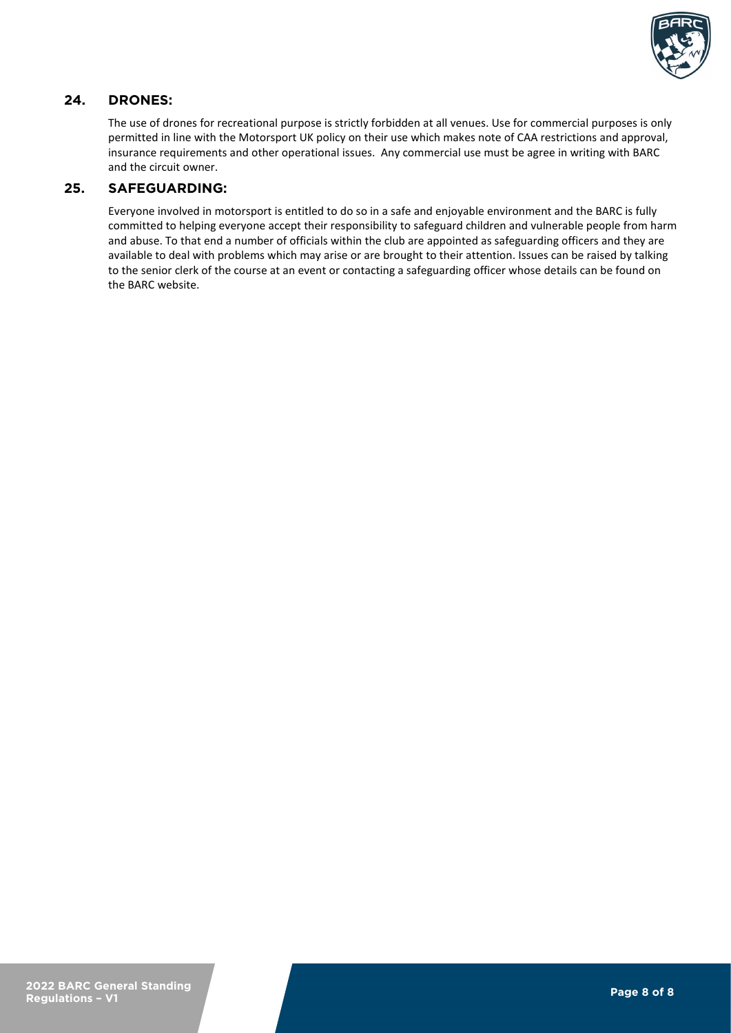## 24. DRONES:

The use of drones for recreational purpose is strictly forbidden at all venues. Use for commercial purposes is only permitted in line with the Motorsport UK policy on their use which makes note of CAA restrictions and approval, insurance requirements and other operational issues. Any commercial use must be agree in writing with BARC and the circuit owner.

## 25. SAFEGUARDING:

Everyone involved in motorsport is entitled to do so in a safe and enjoyable environment and the BARC is fully committed to helping everyone accept their responsibility to safeguard children and vulnerable people from harm and abuse. To that end a number of officials within the club are appointed as safeguarding officers and they are available to deal with problems which may arise or are brought to their attention. Issues can be raised by talking to the senior clerk of the course at an event or contacting a safeguarding officer whose details can be found on the BARC website.